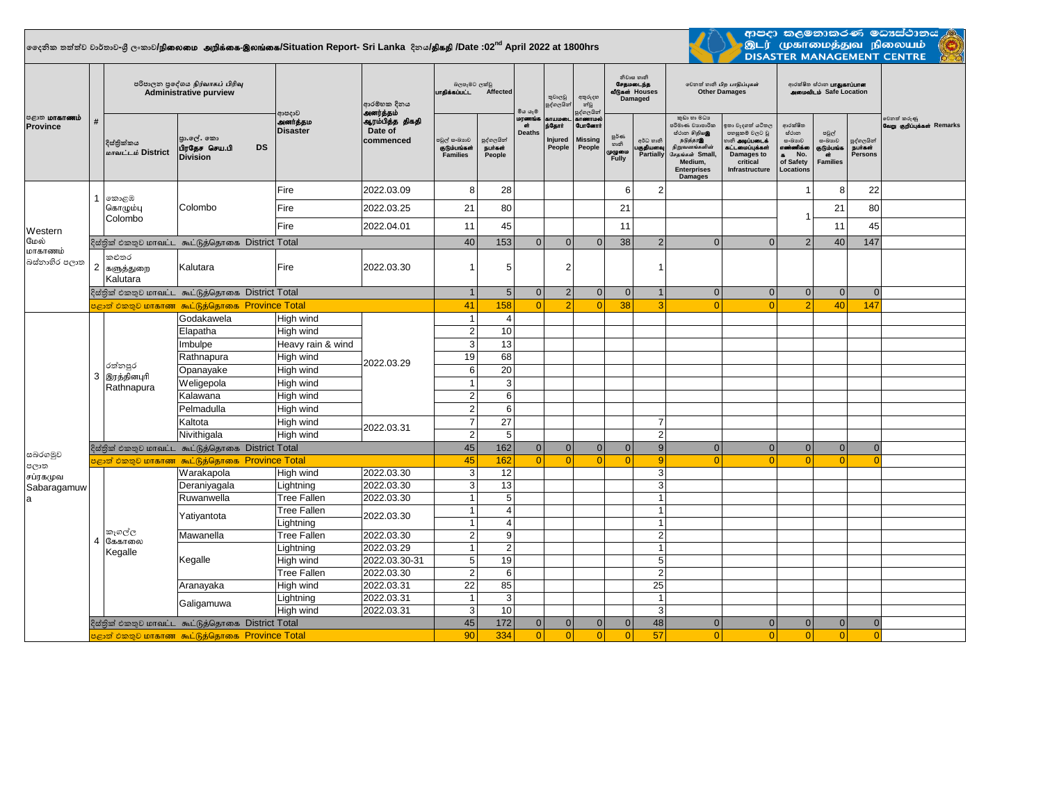දෛනික තත්ත්ව වාර්තාව-ශ්‍රී ලංකාව/நிலைமை அறிக்கை-இலங்கை/Situation Report- Sri Lanka දිනය/திகதி /Date :02nd April 2022 at 1800hrs

ආපදා කළමනාකරණ මධ්‍යස්ථානය
இடர் முகாமைத்துவ நிலையம்
DISASTER MANAGEMENT CENTRE

| පළාත මாகாணம் Province | # | පරිපාලන ප්‍රදේශය நிர்வாகப் பிரிவு Administrative purview – දිස්ත්‍රික්කය மாவட்டம் District | ප්‍රා.ලේ. කො பிரதேச செய.பி DS Division | ආපදාව அனர்த்தம் Disaster | ආරම්භක දිනය அனர்த்தம் ஆரம்பித்த திகதி Date of commenced | බලපෑමට ලක්වූ பாதிக்கப்பட்ட Affected – පවුල් සංඛ්‍යාව குடும்பங்கள் Families | බලපෑමට ලක්වූ Affected – පුද්ගලයින් நபர்கள் People | මිය යෑම් மரணங்கள் Deaths | තුවාලවූ පුද්ගලයින් காயமடைந்தோர் Injured People | අතුරුදහන් වූ පුද්ගලයින් காணாமல் போனோர் Missing People | නිවාස හානි சேதமடைந்த வீடுகள் Houses Damaged – පූර්ණ හානි முழுமை Fully | නිවාස හානි – අර්ධ හානි பகுதியளவு Partially | වෙනත් හානි Other Damages – කුඩා හා මධ්‍ය පරිමාණ ව්‍යාපාරික ස්ථාන சிறிய நடுத்தர நிறுவனங்களின் சேதங்கள் Small, Medium, Enterprises Damages | වෙනත් හානි – ඉතා වැදගත් යටිතල පහසුකම් වලට වූ හානි அடிப்படைக் கட்டமைப்புக்கள் Damages to critical Infrastructure | ආරක්ෂිත ස්ථාන பாதுகாப்பான அமைவிடம் Safe Location – ආරක්ෂිත ස්ථාන සංඛ්‍යාව எண்ணிக்கை No. of Safety Locations | පවුල් සංඛ්‍යාව குடும்பங்கள் Families | පුද්ගලයින් நபர்கள் Persons | වෙනත් කරුණු வேறு குறிப்புக்கள் Remarks |
|---|---|---|---|---|---|---|---|---|---|---|---|---|---|---|---|---|---|---|
| Western මේල් மாகாணம் බස්නාහිර පළාත | 1 | කොළඹ கொழும்பு Colombo | Colombo | Fire | 2022.03.09 | 8 | 28 | | | | 6 | 2 | | | 1 | 8 | 22 | |
| | | | | Fire | 2022.03.25 | 21 | 80 | | | | 21 | | | | 1 | 21 | 80 | |
| | | | | Fire | 2022.04.01 | 11 | 45 | | | | 11 | | | | | 11 | 45 | |
| | | දිස්ත්‍රික් එකතුව மாவட்ட கூட்டுத்தொகை District Total | | | | 40 | 153 | 0 | 0 | 0 | 38 | 2 | 0 | 0 | 2 | 40 | 147 | |
| | 2 | කළුතර களுத்துறை Kalutara | Kalutara | Fire | 2022.03.30 | 1 | 5 | | 2 | | | 1 | | | | | | |
| | | දිස්ත්‍රික් එකතුව மாவட்ட கூட்டுத்தொகை District Total | | | | 1 | 5 | 0 | 2 | 0 | 0 | 1 | 0 | 0 | 0 | 0 | 0 | |
| | | පළාත් එකතුව மாகாண கூட்டுத்தொகை Province Total | | | | 41 | 158 | 0 | 2 | 0 | 38 | 3 | 0 | 0 | 2 | 40 | 147 | |
| සබරගමුව පළාත சப்ரகமுவ Sabaragamuwa | 3 | රත්නපුර இரத்தினபுரி Rathnapura | Godakawela | High wind | 2022.03.29 | 1 | 4 | | | | | | | | | | | |
| | | | Elapatha | High wind | 2022.03.29 | 2 | 10 | | | | | | | | | | | |
| | | | Imbulpe | Heavy rain & wind | 2022.03.29 | 3 | 13 | | | | | | | | | | | |
| | | | Rathnapura | High wind | 2022.03.29 | 19 | 68 | | | | | | | | | | | |
| | | | Opanayake | High wind | 2022.03.29 | 6 | 20 | | | | | | | | | | | |
| | | | Weligepola | High wind | 2022.03.29 | 1 | 3 | | | | | | | | | | | |
| | | | Kalawana | High wind | 2022.03.29 | 2 | 6 | | | | | | | | | | | |
| | | | Pelmadulla | High wind | 2022.03.29 | 2 | 6 | | | | | | | | | | | |
| | | | Kaltota | High wind | 2022.03.31 | 7 | 27 | | | | | 7 | | | | | | |
| | | | Nivithigala | High wind | 2022.03.31 | 2 | 5 | | | | | 2 | | | | | | |
| | | දිස්ත්‍රික් එකතුව மாவட்ட கூட்டுத்தொகை District Total | | | | 45 | 162 | 0 | 0 | 0 | 0 | 9 | 0 | 0 | 0 | 0 | 0 | |
| | | පළාත් එකතුව மாகாண கூட்டுத்தொகை Province Total | | | | 45 | 162 | 0 | 0 | 0 | 0 | 9 | 0 | 0 | 0 | 0 | 0 | |
| | 4 | කෑගල්ල கேகாலை Kegalle | Warakapola | High wind | 2022.03.30 | 3 | 12 | | | | | 3 | | | | | | |
| | | | Deraniyagala | Lightning | 2022.03.30 | 3 | 13 | | | | | 3 | | | | | | |
| | | | Ruwanwella | Tree Fallen | 2022.03.30 | 1 | 5 | | | | | 1 | | | | | | |
| | | | Yatiyantota | Tree Fallen | 2022.03.30 | 1 | 4 | | | | | 1 | | | | | | |
| | | | | Lightning | 2022.03.30 | 1 | 4 | | | | | 1 | | | | | | |
| | | | Mawanella | Tree Fallen | 2022.03.30 | 2 | 9 | | | | | 2 | | | | | | |
| | | | Kegalle | Lightning | 2022.03.29 | 1 | 2 | | | | | 1 | | | | | | |
| | | | | High wind | 2022.03.30-31 | 5 | 19 | | | | | 5 | | | | | | |
| | | | | Tree Fallen | 2022.03.30 | 2 | 6 | | | | | 2 | | | | | | |
| | | | Aranayaka | High wind | 2022.03.31 | 22 | 85 | | | | | 25 | | | | | | |
| | | | Galigamuwa | Lightning | 2022.03.31 | 1 | 3 | | | | | 1 | | | | | | |
| | | | | High wind | 2022.03.31 | 3 | 10 | | | | | 3 | | | | | | |
| | | දිස්ත්‍රික් එකතුව மாவட்ட கூட்டுத்தொகை District Total | | | | 45 | 172 | 0 | 0 | 0 | 0 | 48 | 0 | 0 | 0 | 0 | 0 | |
| | | පළාත් එකතුව மாகாண கூட்டுத்தொகை Province Total | | | | 90 | 334 | 0 | 0 | 0 | 0 | 57 | 0 | 0 | 0 | 0 | 0 | |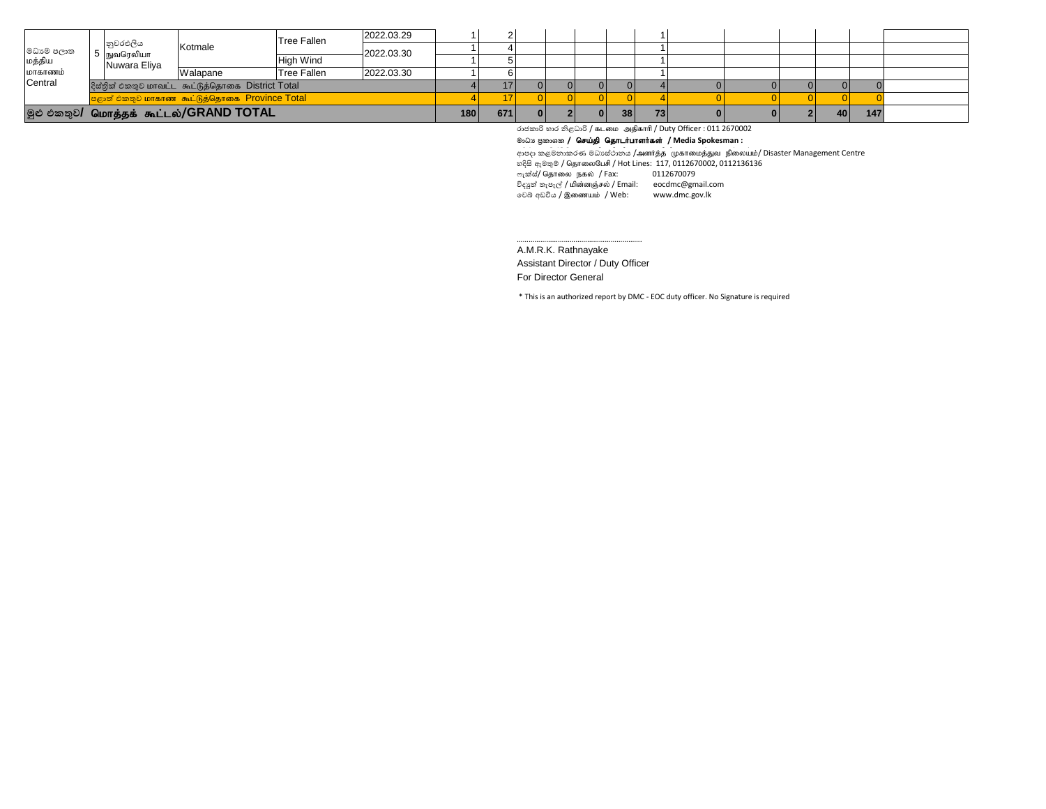| | | | | | | | | | | | | | | | | | | |
|---|---|---|---|---|---|---|---|---|---|---|---|---|---|---|---|---|---|---|
| මධ්‍යම පලාත மத்திய மாகாணம் Central | 5 | නුවරඑළිය நுவரெலியா Nuwara Eliya | Kotmale | Tree Fallen | 2022.03.29 | 1 | 2 | | | | | 1 | | | | | | |
| | | | | | 2022.03.30 | 1 | 4 | | | | | 1 | | | | | | |
| | | | | High Wind | | 1 | 5 | | | | | 1 | | | | | | |
| | | | Walapane | Tree Fallen | 2022.03.30 | 1 | 6 | | | | | 1 | | | | | | |
| | දිස්ත්‍රික් එකතුව மாவட்ட கூட்டுத்தொகை District Total | | | | | 4 | 17 | 0 | 0 | 0 | 0 | 4 | 0 | 0 | 0 | 0 | 0 | |
| | පළාත් එකතුව மாகாண கூட்டுத்தொகை Province Total | | | | | 4 | 17 | 0 | 0 | 0 | 0 | 4 | 0 | 0 | 0 | 0 | 0 | |
| **මුළු එකතුව/ மொத்தக் கூட்டல்/GRAND TOTAL** | | | | | | **180** | **671** | **0** | **2** | **0** | **38** | **73** | **0** | **0** | **2** | **40** | **147** | |

රාජකාරි භාර නිළධාරි / கடமை அதிகாரி / Duty Officer : 011 2670002

**මාධ්‍ය ප්‍රකාශක / செய்தி தொடர்பாளர்கள் / Media Spokesman :**

ආපදා කළමනාකරණ මධ්‍යස්ථානය /அனர்த்த முகாமைத்துவ நிலையம்/ Disaster Management Centre

හදිසි ඇමතුම් / தொலைபேசி / Hot Lines: 117, 0112670002, 0112136136

ෆැක්ස්/ தொலை நகல் / Fax: 0112670079

විද්‍යුත් තැපැල් / மின்னஞ்சல் / Email: eocdmc@gmail.com

වෙබ් අඩවිය / இணையம் / Web: www.dmc.gov.lk

..............................................................

A.M.R.K. Rathnayake

Assistant Director / Duty Officer

For Director General

* This is an authorized report by DMC - EOC duty officer. No Signature is required